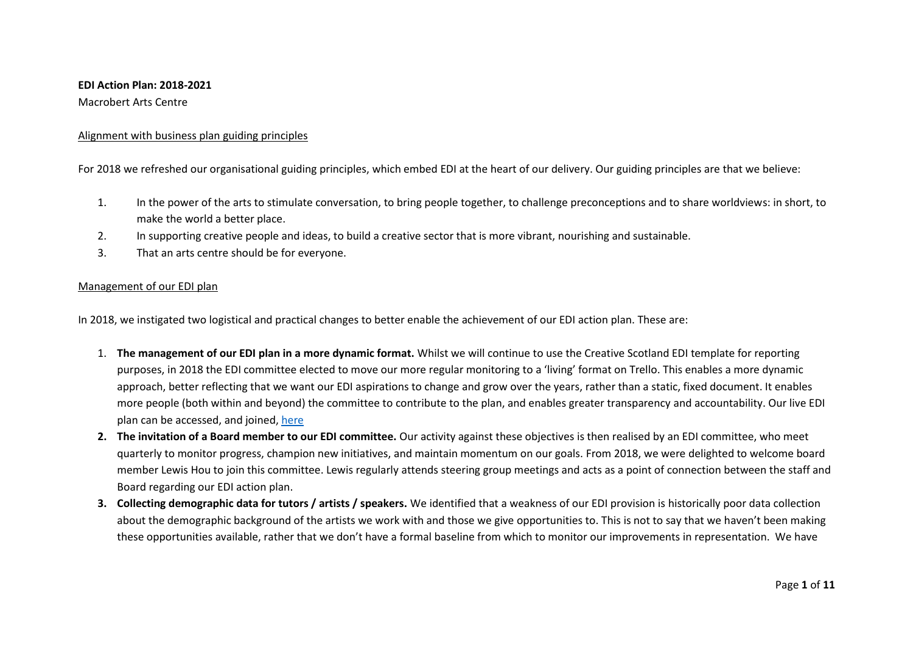**EDI Action Plan: 2018-2021**

Macrobert Arts Centre

<u>Alignment with business plan guiding principles</u>

For 2018 we refreshed our organisational guiding principles, which embed EDI at the heart of our delivery. Our guiding principles are that we believe:

1. In the power of the arts to stimulate conversation, to bring people together, to challenge preconceptions and to share worldviews: in short, to make the world a better place.
2. In supporting creative people and ideas, to build a creative sector that is more vibrant, nourishing and sustainable.
3. That an arts centre should be for everyone.

<u>Management of our EDI plan</u>

In 2018, we instigated two logistical and practical changes to better enable the achievement of our EDI action plan. These are:

1. **The management of our EDI plan in a more dynamic format.** Whilst we will continue to use the Creative Scotland EDI template for reporting purposes, in 2018 the EDI committee elected to move our more regular monitoring to a 'living' format on Trello. This enables a more dynamic approach, better reflecting that we want our EDI aspirations to change and grow over the years, rather than a static, fixed document. It enables more people (both within and beyond) the committee to contribute to the plan, and enables greater transparency and accountability. Our live EDI plan can be accessed, and joined, [here]
2. **The invitation of a Board member to our EDI committee.** Our activity against these objectives is then realised by an EDI committee, who meet quarterly to monitor progress, champion new initiatives, and maintain momentum on our goals. From 2018, we were delighted to welcome board member Lewis Hou to join this committee. Lewis regularly attends steering group meetings and acts as a point of connection between the staff and Board regarding our EDI action plan.
3. **Collecting demographic data for tutors / artists / speakers.** We identified that a weakness of our EDI provision is historically poor data collection about the demographic background of the artists we work with and those we give opportunities to. This is not to say that we haven't been making these opportunities available, rather that we don't have a formal baseline from which to monitor our improvements in representation. We have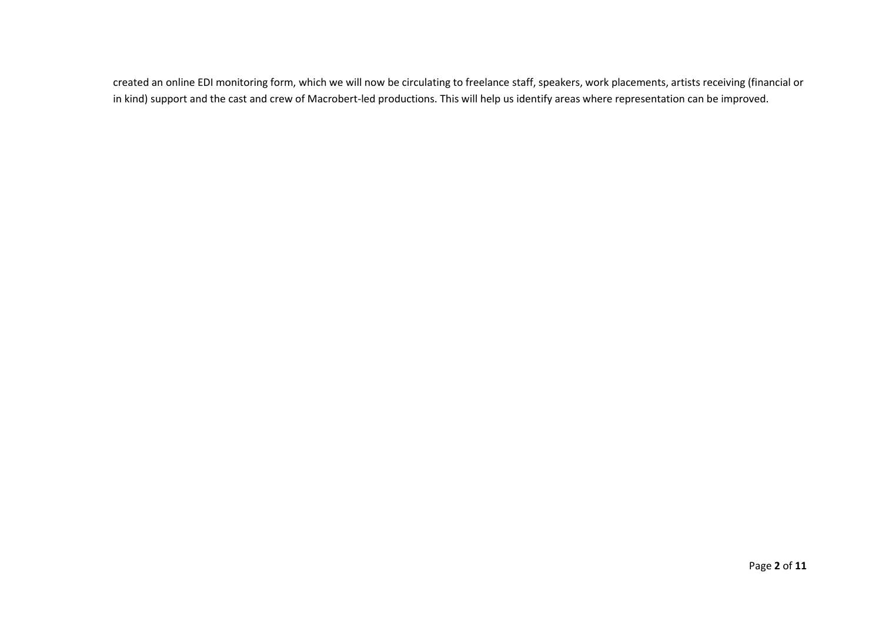created an online EDI monitoring form, which we will now be circulating to freelance staff, speakers, work placements, artists receiving (financial or in kind) support and the cast and crew of Macrobert-led productions. This will help us identify areas where representation can be improved.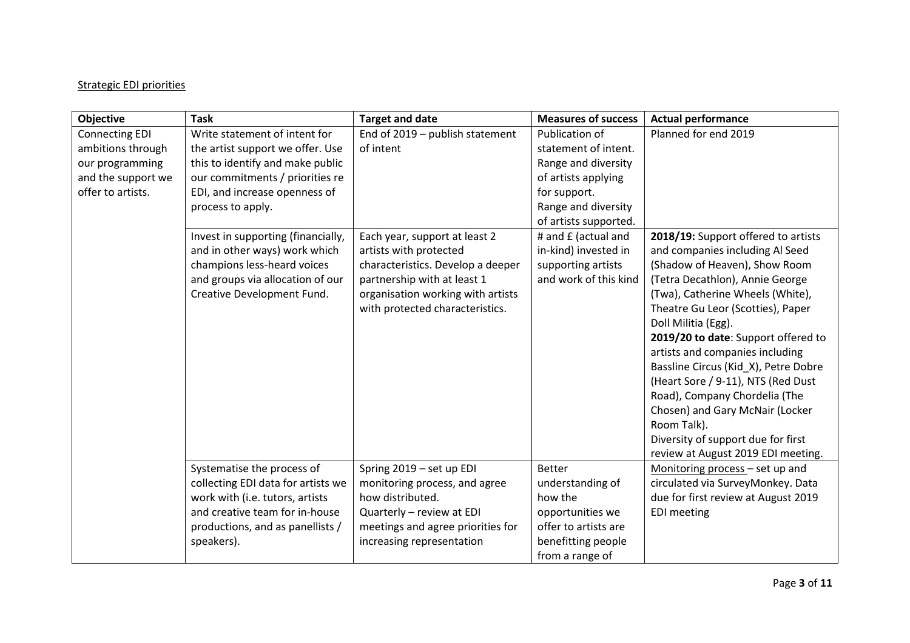Strategic EDI priorities

| Objective | Task | Target and date | Measures of success | Actual performance |
|---|---|---|---|---|
| Connecting EDI ambitions through our programming and the support we offer to artists. | Write statement of intent for the artist support we offer. Use this to identify and make public our commitments / priorities re EDI, and increase openness of process to apply. | End of 2019 – publish statement of intent | Publication of statement of intent. Range and diversity of artists applying for support. Range and diversity of artists supported. | Planned for end 2019 |
| | Invest in supporting (financially, and in other ways) work which champions less-heard voices and groups via allocation of our Creative Development Fund. | Each year, support at least 2 artists with protected characteristics. Develop a deeper partnership with at least 1 organisation working with artists with protected characteristics. | # and £ (actual and in-kind) invested in supporting artists and work of this kind | **2018/19:** Support offered to artists and companies including Al Seed (Shadow of Heaven), Show Room (Tetra Decathlon), Annie George (Twa), Catherine Wheels (White), Theatre Gu Leor (Scotties), Paper Doll Militia (Egg). **2019/20 to date**: Support offered to artists and companies including Bassline Circus (Kid_X), Petre Dobre (Heart Sore / 9-11), NTS (Red Dust Road), Company Chordelia (The Chosen) and Gary McNair (Locker Room Talk). Diversity of support due for first review at August 2019 EDI meeting. |
| | Systematise the process of collecting EDI data for artists we work with (i.e. tutors, artists and creative team for in-house productions, and as panellists / speakers). | Spring 2019 – set up EDI monitoring process, and agree how distributed. Quarterly – review at EDI meetings and agree priorities for increasing representation | Better understanding of how the opportunities we offer to artists are benefitting people from a range of | Monitoring process – set up and circulated via SurveyMonkey. Data due for first review at August 2019 EDI meeting |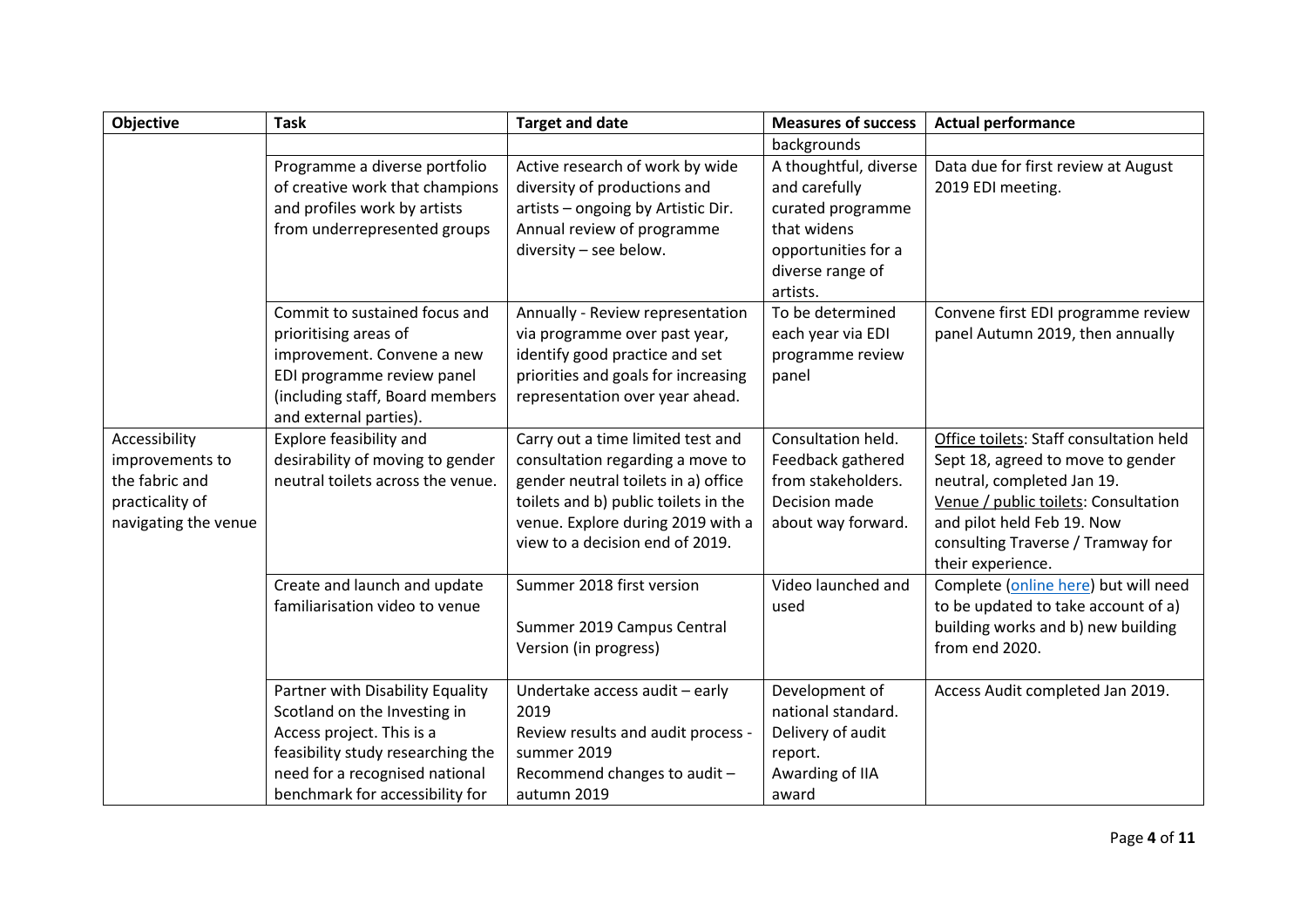| Objective | Task | Target and date | Measures of success | Actual performance |
|---|---|---|---|---|
| | | | backgrounds | |
| | Programme a diverse portfolio of creative work that champions and profiles work by artists from underrepresented groups | Active research of work by wide diversity of productions and artists – ongoing by Artistic Dir. Annual review of programme diversity – see below. | A thoughtful, diverse and carefully curated programme that widens opportunities for a diverse range of artists. | Data due for first review at August 2019 EDI meeting. |
| | Commit to sustained focus and prioritising areas of improvement. Convene a new EDI programme review panel (including staff, Board members and external parties). | Annually - Review representation via programme over past year, identify good practice and set priorities and goals for increasing representation over year ahead. | To be determined each year via EDI programme review panel | Convene first EDI programme review panel Autumn 2019, then annually |
| Accessibility improvements to the fabric and practicality of navigating the venue | Explore feasibility and desirability of moving to gender neutral toilets across the venue. | Carry out a time limited test and consultation regarding a move to gender neutral toilets in a) office toilets and b) public toilets in the venue. Explore during 2019 with a view to a decision end of 2019. | Consultation held. Feedback gathered from stakeholders. Decision made about way forward. | Office toilets: Staff consultation held Sept 18, agreed to move to gender neutral, completed Jan 19. Venue / public toilets: Consultation and pilot held Feb 19. Now consulting Traverse / Tramway for their experience. |
| | Create and launch and update familiarisation video to venue | Summer 2018 first version<br><br>Summer 2019 Campus Central Version (in progress) | Video launched and used | Complete (online here) but will need to be updated to take account of a) building works and b) new building from end 2020. |
| | Partner with Disability Equality Scotland on the Investing in Access project. This is a feasibility study researching the need for a recognised national benchmark for accessibility for | Undertake access audit – early 2019<br>Review results and audit process - summer 2019<br>Recommend changes to audit – autumn 2019 | Development of national standard.<br>Delivery of audit report.<br>Awarding of IIA award | Access Audit completed Jan 2019. |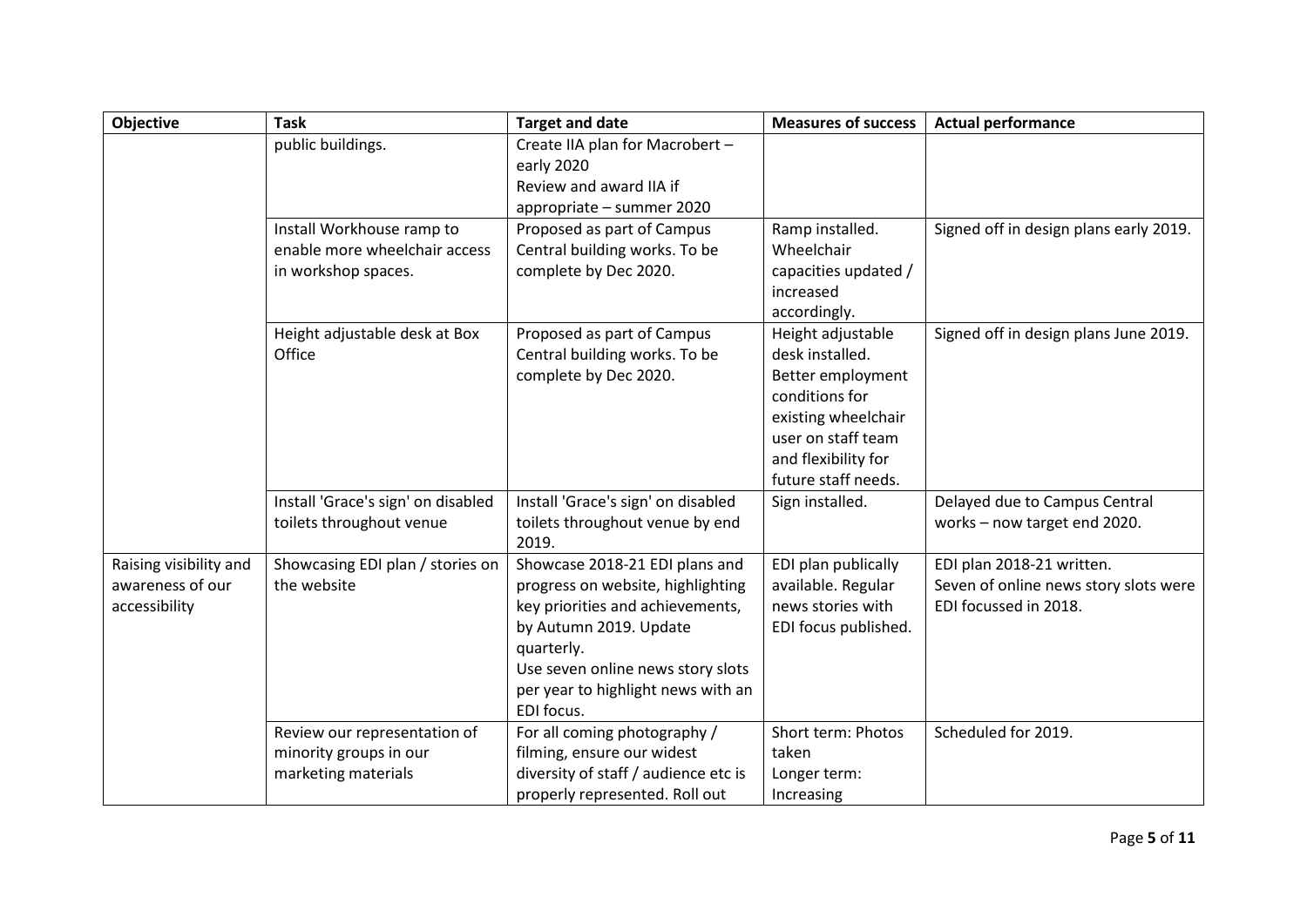| Objective | Task | Target and date | Measures of success | Actual performance |
|---|---|---|---|---|
| | public buildings. | Create IIA plan for Macrobert – early 2020<br>Review and award IIA if appropriate – summer 2020 | | |
| | Install Workhouse ramp to enable more wheelchair access in workshop spaces. | Proposed as part of Campus Central building works. To be complete by Dec 2020. | Ramp installed. Wheelchair capacities updated / increased accordingly. | Signed off in design plans early 2019. |
| | Height adjustable desk at Box Office | Proposed as part of Campus Central building works. To be complete by Dec 2020. | Height adjustable desk installed. Better employment conditions for existing wheelchair user on staff team and flexibility for future staff needs. | Signed off in design plans June 2019. |
| | Install 'Grace's sign' on disabled toilets throughout venue | Install 'Grace's sign' on disabled toilets throughout venue by end 2019. | Sign installed. | Delayed due to Campus Central works – now target end 2020. |
| Raising visibility and awareness of our accessibility | Showcasing EDI plan / stories on the website | Showcase 2018-21 EDI plans and progress on website, highlighting key priorities and achievements, by Autumn 2019. Update quarterly.<br>Use seven online news story slots per year to highlight news with an EDI focus. | EDI plan publically available. Regular news stories with EDI focus published. | EDI plan 2018-21 written.<br>Seven of online news story slots were EDI focussed in 2018. |
| | Review our representation of minority groups in our marketing materials | For all coming photography / filming, ensure our widest diversity of staff / audience etc is properly represented. Roll out | Short term: Photos taken<br>Longer term: Increasing | Scheduled for 2019. |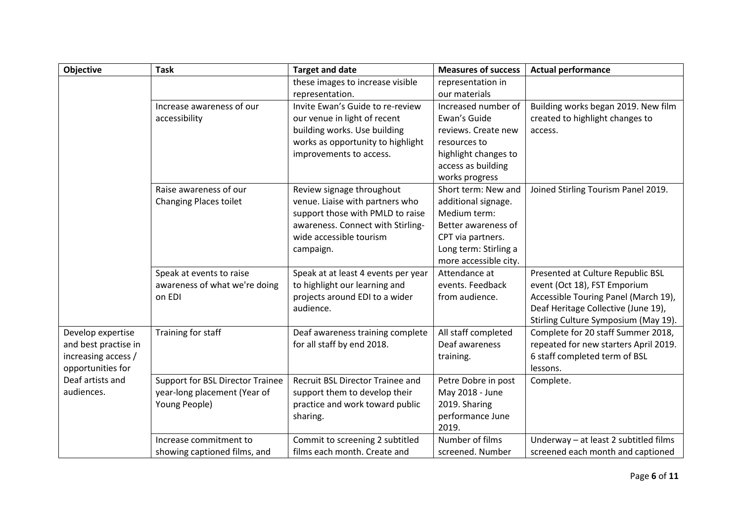| Objective | Task | Target and date | Measures of success | Actual performance |
|---|---|---|---|---|
| | | these images to increase visible representation. | representation in our materials | |
| | Increase awareness of our accessibility | Invite Ewan's Guide to re-review our venue in light of recent building works. Use building works as opportunity to highlight improvements to access. | Increased number of Ewan's Guide reviews. Create new resources to highlight changes to access as building works progress | Building works began 2019. New film created to highlight changes to access. |
| | Raise awareness of our Changing Places toilet | Review signage throughout venue. Liaise with partners who support those with PMLD to raise awareness. Connect with Stirling-wide accessible tourism campaign. | Short term: New and additional signage. Medium term: Better awareness of CPT via partners. Long term: Stirling a more accessible city. | Joined Stirling Tourism Panel 2019. |
| | Speak at events to raise awareness of what we're doing on EDI | Speak at at least 4 events per year to highlight our learning and projects around EDI to a wider audience. | Attendance at events. Feedback from audience. | Presented at Culture Republic BSL event (Oct 18), FST Emporium Accessible Touring Panel (March 19), Deaf Heritage Collective (June 19), Stirling Culture Symposium (May 19). |
| Develop expertise and best practise in increasing access / opportunities for Deaf artists and audiences. | Training for staff | Deaf awareness training complete for all staff by end 2018. | All staff completed Deaf awareness training. | Complete for 20 staff Summer 2018, repeated for new starters April 2019. 6 staff completed term of BSL lessons. |
| | Support for BSL Director Trainee year-long placement (Year of Young People) | Recruit BSL Director Trainee and support them to develop their practice and work toward public sharing. | Petre Dobre in post May 2018 - June 2019. Sharing performance June 2019. | Complete. |
| | Increase commitment to showing captioned films, and | Commit to screening 2 subtitled films each month. Create and | Number of films screened. Number | Underway – at least 2 subtitled films screened each month and captioned |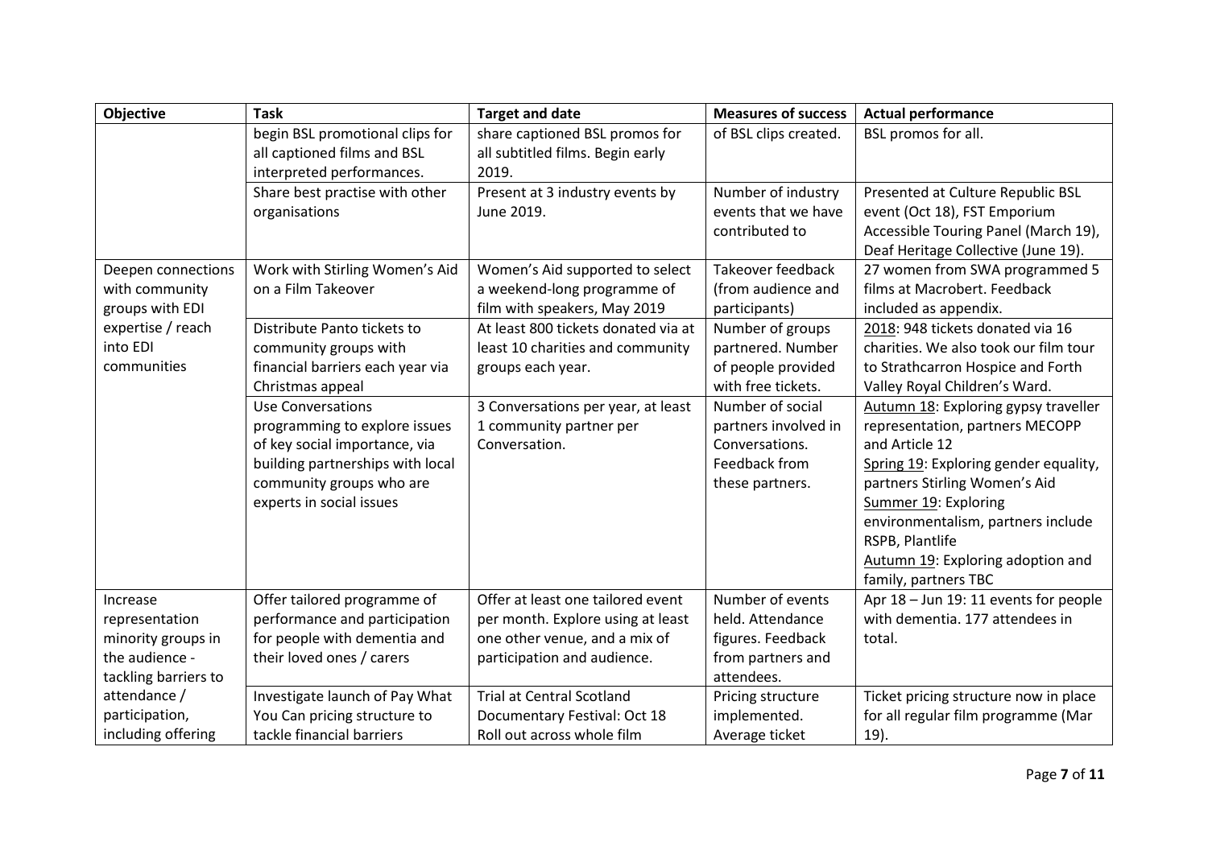| Objective | Task | Target and date | Measures of success | Actual performance |
|---|---|---|---|---|
| | begin BSL promotional clips for all captioned films and BSL interpreted performances. | share captioned BSL promos for all subtitled films. Begin early 2019. | of BSL clips created. | BSL promos for all. |
| | Share best practise with other organisations | Present at 3 industry events by June 2019. | Number of industry events that we have contributed to | Presented at Culture Republic BSL event (Oct 18), FST Emporium Accessible Touring Panel (March 19), Deaf Heritage Collective (June 19). |
| Deepen connections with community groups with EDI expertise / reach into EDI communities | Work with Stirling Women's Aid on a Film Takeover | Women's Aid supported to select a weekend-long programme of film with speakers, May 2019 | Takeover feedback (from audience and participants) | 27 women from SWA programmed 5 films at Macrobert. Feedback included as appendix. |
| | Distribute Panto tickets to community groups with financial barriers each year via Christmas appeal | At least 800 tickets donated via at least 10 charities and community groups each year. | Number of groups partnered. Number of people provided with free tickets. | 2018: 948 tickets donated via 16 charities. We also took our film tour to Strathcarron Hospice and Forth Valley Royal Children's Ward. |
| | Use Conversations programming to explore issues of key social importance, via building partnerships with local community groups who are experts in social issues | 3 Conversations per year, at least 1 community partner per Conversation. | Number of social partners involved in Conversations. Feedback from these partners. | Autumn 18: Exploring gypsy traveller representation, partners MECOPP and Article 12<br>Spring 19: Exploring gender equality, partners Stirling Women's Aid<br>Summer 19: Exploring environmentalism, partners include RSPB, Plantlife<br>Autumn 19: Exploring adoption and family, partners TBC |
| Increase representation minority groups in the audience - tackling barriers to attendance / participation, including offering | Offer tailored programme of performance and participation for people with dementia and their loved ones / carers | Offer at least one tailored event per month. Explore using at least one other venue, and a mix of participation and audience. | Number of events held. Attendance figures. Feedback from partners and attendees. | Apr 18 – Jun 19: 11 events for people with dementia. 177 attendees in total. |
| | Investigate launch of Pay What You Can pricing structure to tackle financial barriers | Trial at Central Scotland Documentary Festival: Oct 18<br>Roll out across whole film | Pricing structure implemented.<br>Average ticket | Ticket pricing structure now in place for all regular film programme (Mar 19). |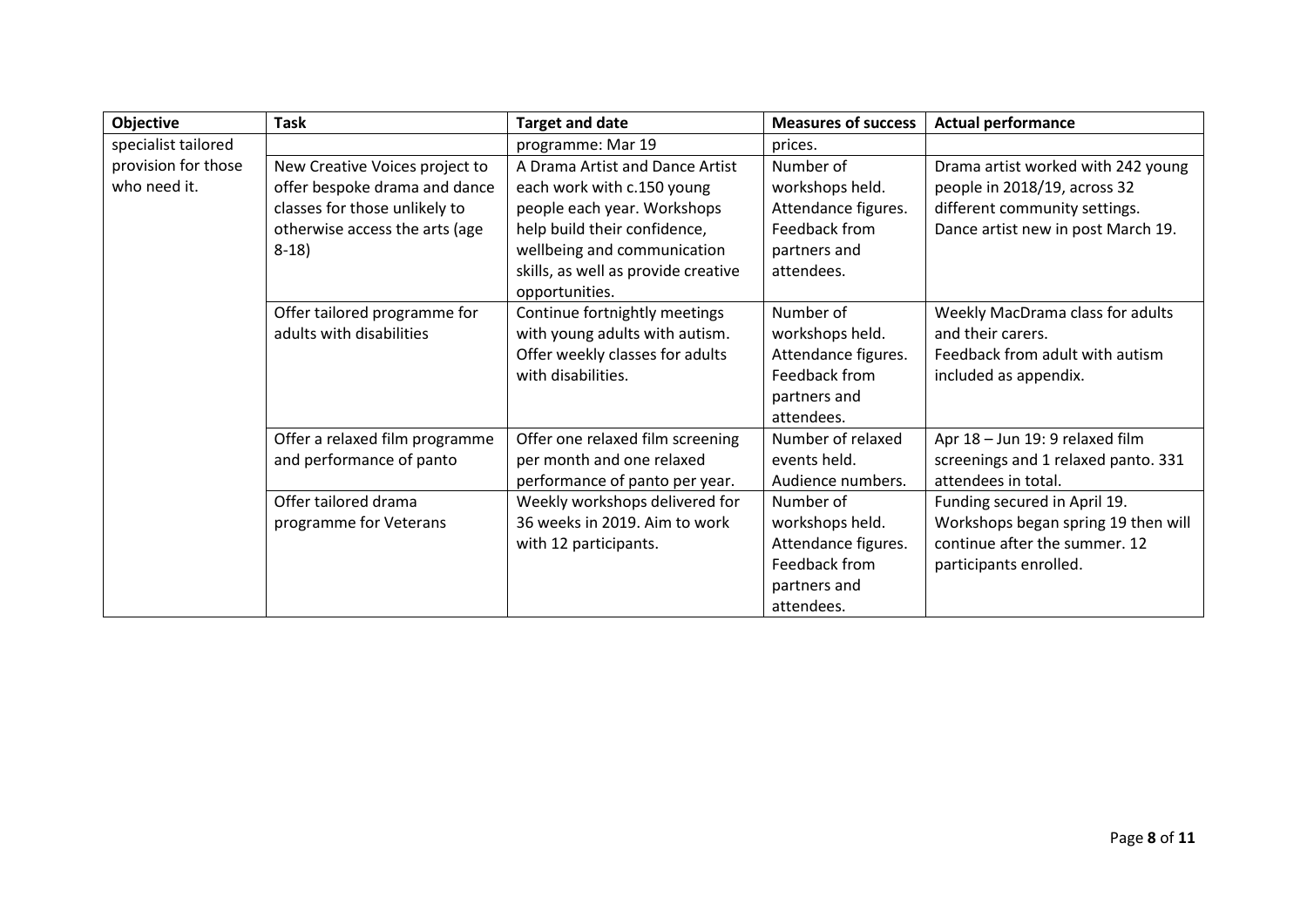| Objective | Task | Target and date | Measures of success | Actual performance |
|---|---|---|---|---|
| specialist tailored provision for those who need it. | | programme: Mar 19 | prices. | |
| | New Creative Voices project to offer bespoke drama and dance classes for those unlikely to otherwise access the arts (age 8-18) | A Drama Artist and Dance Artist each work with c.150 young people each year. Workshops help build their confidence, wellbeing and communication skills, as well as provide creative opportunities. | Number of workshops held. Attendance figures. Feedback from partners and attendees. | Drama artist worked with 242 young people in 2018/19, across 32 different community settings. Dance artist new in post March 19. |
| | Offer tailored programme for adults with disabilities | Continue fortnightly meetings with young adults with autism. Offer weekly classes for adults with disabilities. | Number of workshops held. Attendance figures. Feedback from partners and attendees. | Weekly MacDrama class for adults and their carers. Feedback from adult with autism included as appendix. |
| | Offer a relaxed film programme and performance of panto | Offer one relaxed film screening per month and one relaxed performance of panto per year. | Number of relaxed events held. Audience numbers. | Apr 18 – Jun 19: 9 relaxed film screenings and 1 relaxed panto. 331 attendees in total. |
| | Offer tailored drama programme for Veterans | Weekly workshops delivered for 36 weeks in 2019. Aim to work with 12 participants. | Number of workshops held. Attendance figures. Feedback from partners and attendees. | Funding secured in April 19. Workshops began spring 19 then will continue after the summer. 12 participants enrolled. |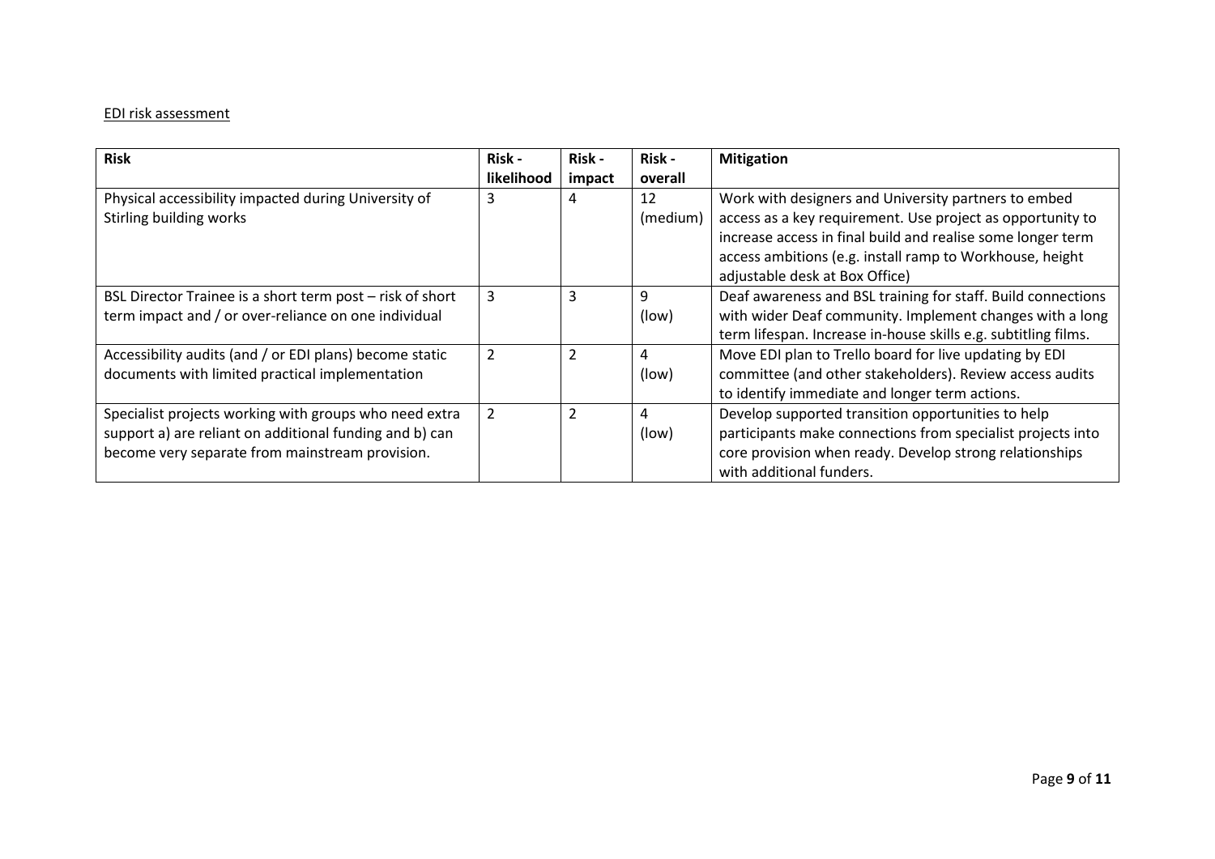EDI risk assessment

| Risk | Risk - likelihood | Risk - impact | Risk - overall | Mitigation |
|---|---|---|---|---|
| Physical accessibility impacted during University of Stirling building works | 3 | 4 | 12 (medium) | Work with designers and University partners to embed access as a key requirement. Use project as opportunity to increase access in final build and realise some longer term access ambitions (e.g. install ramp to Workhouse, height adjustable desk at Box Office) |
| BSL Director Trainee is a short term post – risk of short term impact and / or over-reliance on one individual | 3 | 3 | 9 (low) | Deaf awareness and BSL training for staff. Build connections with wider Deaf community. Implement changes with a long term lifespan. Increase in-house skills e.g. subtitling films. |
| Accessibility audits (and / or EDI plans) become static documents with limited practical implementation | 2 | 2 | 4 (low) | Move EDI plan to Trello board for live updating by EDI committee (and other stakeholders). Review access audits to identify immediate and longer term actions. |
| Specialist projects working with groups who need extra support a) are reliant on additional funding and b) can become very separate from mainstream provision. | 2 | 2 | 4 (low) | Develop supported transition opportunities to help participants make connections from specialist projects into core provision when ready. Develop strong relationships with additional funders. |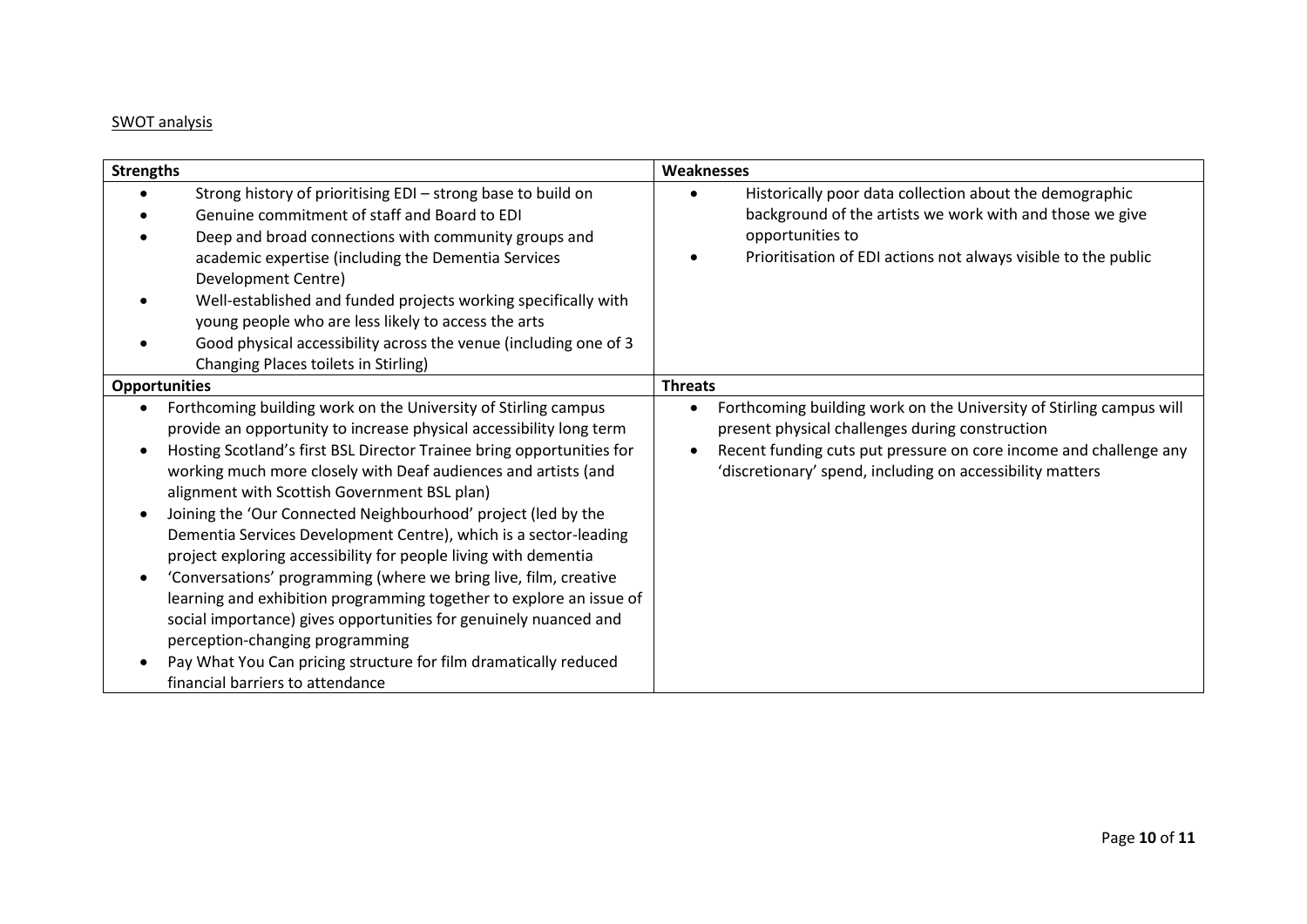SWOT analysis

| Strengths | Weaknesses |
| --- | --- |
| • Strong history of prioritising EDI – strong base to build on<br>• Genuine commitment of staff and Board to EDI<br>• Deep and broad connections with community groups and academic expertise (including the Dementia Services Development Centre)<br>• Well-established and funded projects working specifically with young people who are less likely to access the arts<br>• Good physical accessibility across the venue (including one of 3 Changing Places toilets in Stirling) | • Historically poor data collection about the demographic background of the artists we work with and those we give opportunities to<br>• Prioritisation of EDI actions not always visible to the public |
| **Opportunities** | **Threats** |
| • Forthcoming building work on the University of Stirling campus provide an opportunity to increase physical accessibility long term<br>• Hosting Scotland's first BSL Director Trainee bring opportunities for working much more closely with Deaf audiences and artists (and alignment with Scottish Government BSL plan)<br>• Joining the 'Our Connected Neighbourhood' project (led by the Dementia Services Development Centre), which is a sector-leading project exploring accessibility for people living with dementia<br>• 'Conversations' programming (where we bring live, film, creative learning and exhibition programming together to explore an issue of social importance) gives opportunities for genuinely nuanced and perception-changing programming<br>• Pay What You Can pricing structure for film dramatically reduced financial barriers to attendance | • Forthcoming building work on the University of Stirling campus will present physical challenges during construction<br>• Recent funding cuts put pressure on core income and challenge any 'discretionary' spend, including on accessibility matters |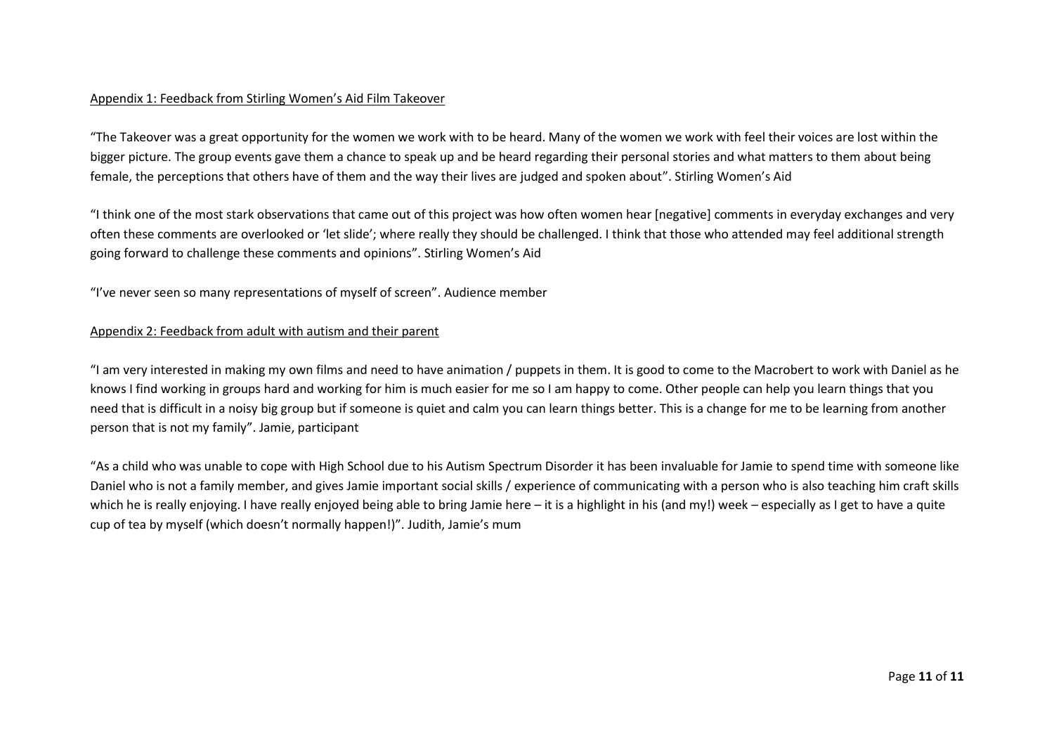<u>Appendix 1: Feedback from Stirling Women's Aid Film Takeover</u>

"The Takeover was a great opportunity for the women we work with to be heard. Many of the women we work with feel their voices are lost within the bigger picture. The group events gave them a chance to speak up and be heard regarding their personal stories and what matters to them about being female, the perceptions that others have of them and the way their lives are judged and spoken about". Stirling Women's Aid

"I think one of the most stark observations that came out of this project was how often women hear [negative] comments in everyday exchanges and very often these comments are overlooked or 'let slide'; where really they should be challenged. I think that those who attended may feel additional strength going forward to challenge these comments and opinions". Stirling Women's Aid

"I've never seen so many representations of myself of screen". Audience member

<u>Appendix 2: Feedback from adult with autism and their parent</u>

"I am very interested in making my own films and need to have animation / puppets in them. It is good to come to the Macrobert to work with Daniel as he knows I find working in groups hard and working for him is much easier for me so I am happy to come. Other people can help you learn things that you need that is difficult in a noisy big group but if someone is quiet and calm you can learn things better. This is a change for me to be learning from another person that is not my family". Jamie, participant

"As a child who was unable to cope with High School due to his Autism Spectrum Disorder it has been invaluable for Jamie to spend time with someone like Daniel who is not a family member, and gives Jamie important social skills / experience of communicating with a person who is also teaching him craft skills which he is really enjoying. I have really enjoyed being able to bring Jamie here – it is a highlight in his (and my!) week – especially as I get to have a quite cup of tea by myself (which doesn't normally happen!)". Judith, Jamie's mum